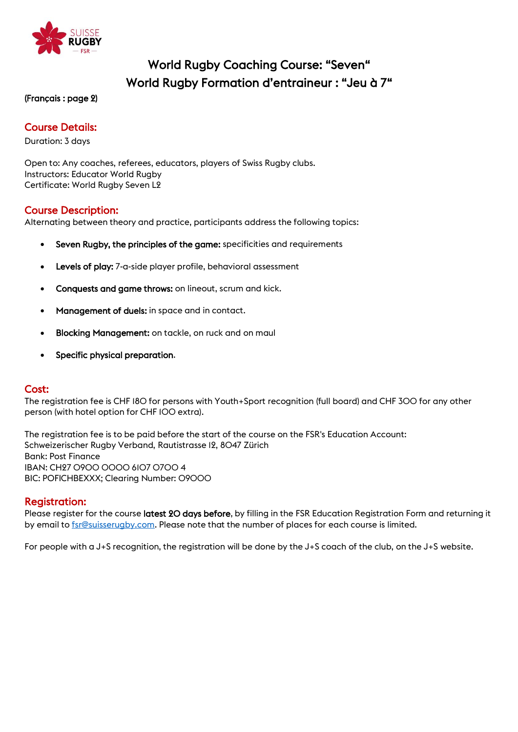# World Rugby Coaching Course: “Seven“

# World Rugby Formation d’entraineur : “Jeu à 7“

(Français : page 2)

## Course Details:

Duration: 3 days

Open to: Any coaches, referees, educators, players of Swiss Rugby clubs.
Instructors: Educator World Rugby
Certificate: World Rugby Seven L2

## Course Description:

Alternating between theory and practice, participants address the following topics:

- **Seven Rugby, the principles of the game:** specificities and requirements
- **Levels of play:** 7-a-side player profile, behavioral assessment
- **Conquests and game throws:** on lineout, scrum and kick.
- **Management of duels:** in space and in contact.
- **Blocking Management:** on tackle, on ruck and on maul
- **Specific physical preparation**.

## Cost:

The registration fee is CHF 180 for persons with Youth+Sport recognition (full board) and CHF 300 for any other person (with hotel option for CHF 100 extra).

The registration fee is to be paid before the start of the course on the FSR's Education Account:
Schweizerischer Rugby Verband, Rautistrasse 12, 8047 Zürich
Bank: Post Finance
IBAN: CH27 0900 0000 6107 0700 4
BIC: POFICHBEXXX; Clearing Number: 09000

## Registration:

Please register for the course **latest 20 days before**, by filling in the FSR Education Registration Form and returning it by email to fsr@suisserugby.com. Please note that the number of places for each course is limited.

For people with a J+S recognition, the registration will be done by the J+S coach of the club, on the J+S website.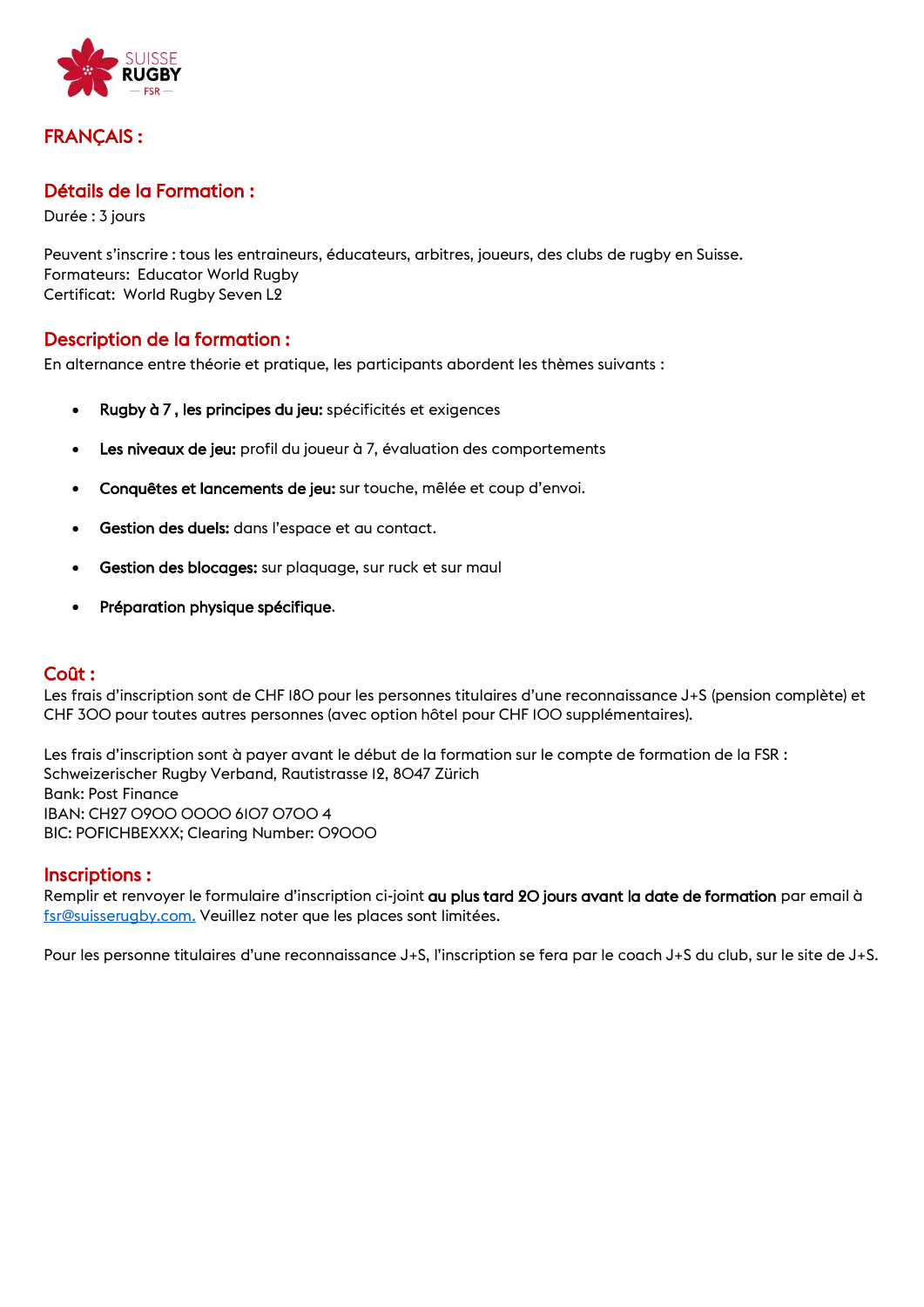SUISSE RUGBY — FSR —

## FRANÇAIS :

### Détails de la Formation :

Durée : 3 jours

Peuvent s'inscrire : tous les entraineurs, éducateurs, arbitres, joueurs, des clubs de rugby en Suisse.
Formateurs: Educator World Rugby
Certificat: World Rugby Seven L2

### Description de la formation :

En alternance entre théorie et pratique, les participants abordent les thèmes suivants :

- **Rugby à 7 , les principes du jeu:** spécificités et exigences
- **Les niveaux de jeu:** profil du joueur à 7, évaluation des comportements
- **Conquêtes et lancements de jeu:** sur touche, mêlée et coup d'envoi.
- **Gestion des duels:** dans l'espace et au contact.
- **Gestion des blocages:** sur plaquage, sur ruck et sur maul
- **Préparation physique spécifique**.

### Coût :

Les frais d'inscription sont de CHF 180 pour les personnes titulaires d'une reconnaissance J+S (pension complète) et CHF 300 pour toutes autres personnes (avec option hôtel pour CHF 100 supplémentaires).

Les frais d'inscription sont à payer avant le début de la formation sur le compte de formation de la FSR :
Schweizerischer Rugby Verband, Rautistrasse 12, 8047 Zürich
Bank: Post Finance
IBAN: CH27 0900 0000 6107 0700 4
BIC: POFICHBEXXX; Clearing Number: 09000

### Inscriptions :

Remplir et renvoyer le formulaire d'inscription ci-joint **au plus tard 20 jours avant la date de formation** par email à fsr@suisserugby.com. Veuillez noter que les places sont limitées.

Pour les personne titulaires d'une reconnaissance J+S, l'inscription se fera par le coach J+S du club, sur le site de J+S.